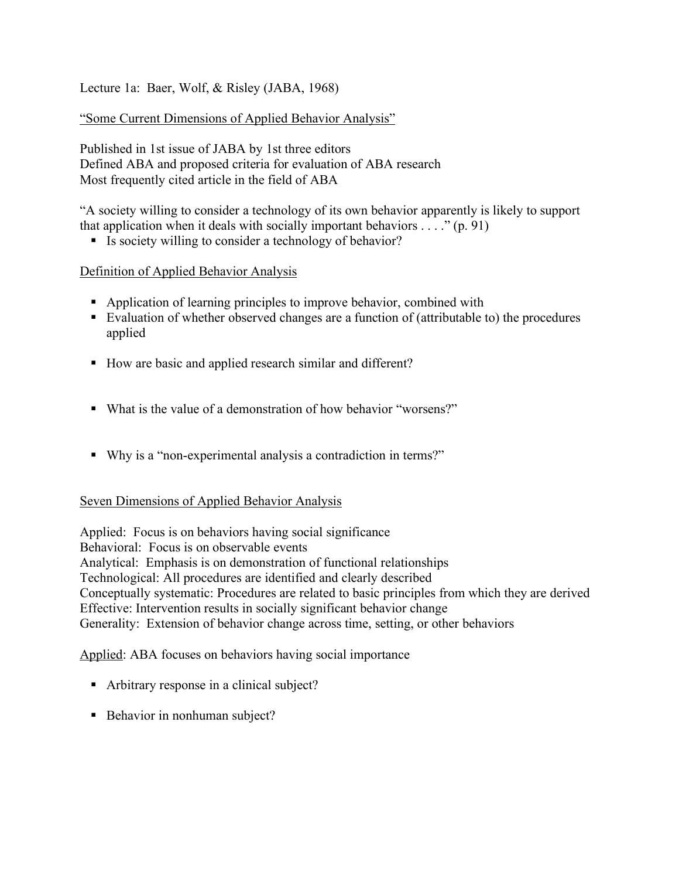Lecture 1a: Baer, Wolf, & Risley (JABA, 1968)

<u>"Some Current Dimensions of Applied Behavior Analysis"</u>

Published in 1st issue of JABA by 1st three editors
Defined ABA and proposed criteria for evaluation of ABA research
Most frequently cited article in the field of ABA

"A society willing to consider a technology of its own behavior apparently is likely to support that application when it deals with socially important behaviors . . . ." (p. 91)

- Is society willing to consider a technology of behavior?

<u>Definition of Applied Behavior Analysis</u>

- Application of learning principles to improve behavior, combined with
- Evaluation of whether observed changes are a function of (attributable to) the procedures applied

- How are basic and applied research similar and different?

- What is the value of a demonstration of how behavior "worsens?"

- Why is a "non-experimental analysis a contradiction in terms?"

<u>Seven Dimensions of Applied Behavior Analysis</u>

Applied: Focus is on behaviors having social significance
Behavioral: Focus is on observable events
Analytical: Emphasis is on demonstration of functional relationships
Technological: All procedures are identified and clearly described
Conceptually systematic: Procedures are related to basic principles from which they are derived
Effective: Intervention results in socially significant behavior change
Generality: Extension of behavior change across time, setting, or other behaviors

<u>Applied</u>: ABA focuses on behaviors having social importance

- Arbitrary response in a clinical subject?

- Behavior in nonhuman subject?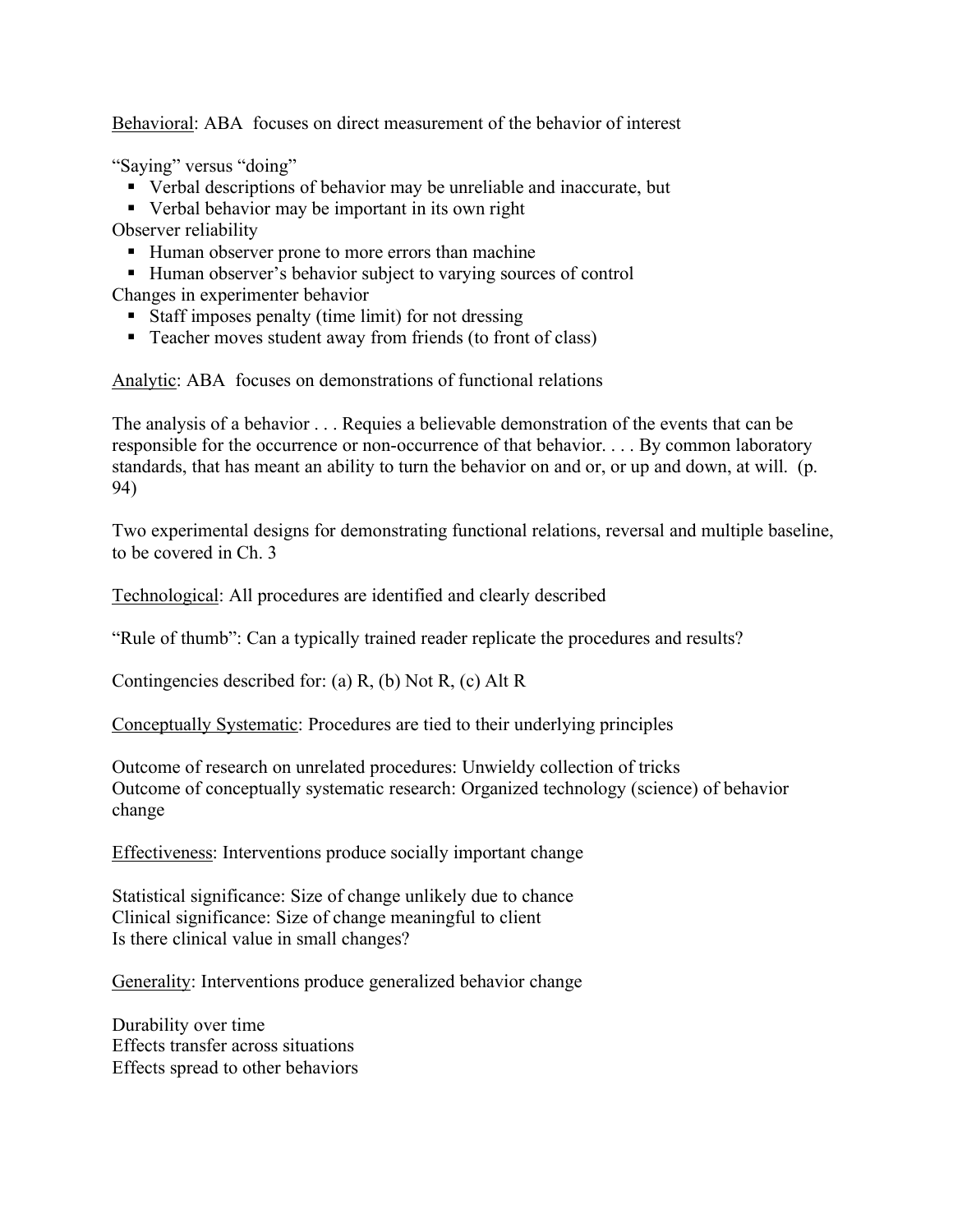Behavioral: ABA focuses on direct measurement of the behavior of interest

"Saying" versus "doing"

- Verbal descriptions of behavior may be unreliable and inaccurate, but
- Verbal behavior may be important in its own right

Observer reliability

- Human observer prone to more errors than machine
- Human observer's behavior subject to varying sources of control

Changes in experimenter behavior

- Staff imposes penalty (time limit) for not dressing
- Teacher moves student away from friends (to front of class)

Analytic: ABA focuses on demonstrations of functional relations

The analysis of a behavior . . . Requies a believable demonstration of the events that can be responsible for the occurrence or non-occurrence of that behavior. . . . By common laboratory standards, that has meant an ability to turn the behavior on and or, or up and down, at will. (p. 94)

Two experimental designs for demonstrating functional relations, reversal and multiple baseline, to be covered in Ch. 3

Technological: All procedures are identified and clearly described

"Rule of thumb": Can a typically trained reader replicate the procedures and results?

Contingencies described for: (a) R, (b) Not R, (c) Alt R

Conceptually Systematic: Procedures are tied to their underlying principles

Outcome of research on unrelated procedures: Unwieldy collection of tricks
Outcome of conceptually systematic research: Organized technology (science) of behavior change

Effectiveness: Interventions produce socially important change

Statistical significance: Size of change unlikely due to chance
Clinical significance: Size of change meaningful to client
Is there clinical value in small changes?

Generality: Interventions produce generalized behavior change

Durability over time
Effects transfer across situations
Effects spread to other behaviors